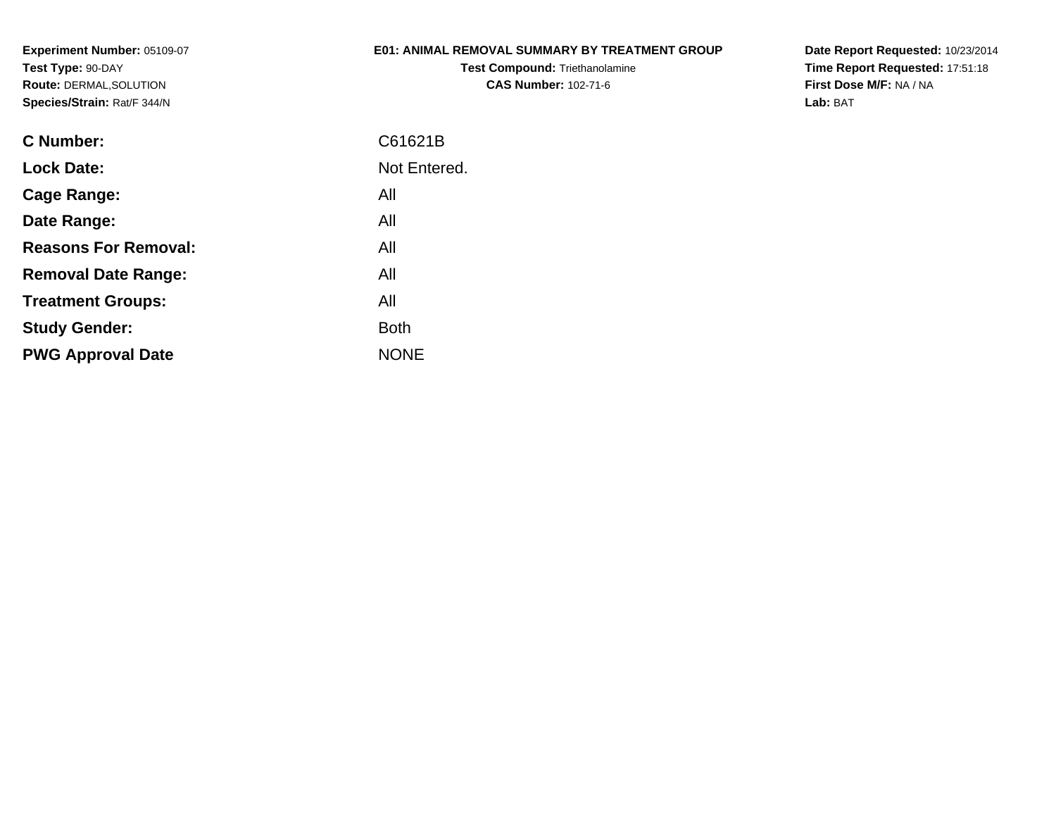**Experiment Number:** 05109-07
**Test Type:** 90-DAY
**Route:** DERMAL,SOLUTION
**Species/Strain:** Rat/F 344/N

# E01: ANIMAL REMOVAL SUMMARY BY TREATMENT GROUP

**Test Compound:** Triethanolamine
**CAS Number:** 102-71-6

**Date Report Requested:** 10/23/2014
**Time Report Requested:** 17:51:18
**First Dose M/F:** NA / NA
**Lab:** BAT

| | |
|---|---|
| **C Number:** | C61621B |
| **Lock Date:** | Not Entered. |
| **Cage Range:** | All |
| **Date Range:** | All |
| **Reasons For Removal:** | All |
| **Removal Date Range:** | All |
| **Treatment Groups:** | All |
| **Study Gender:** | Both |
| **PWG Approval Date** | NONE |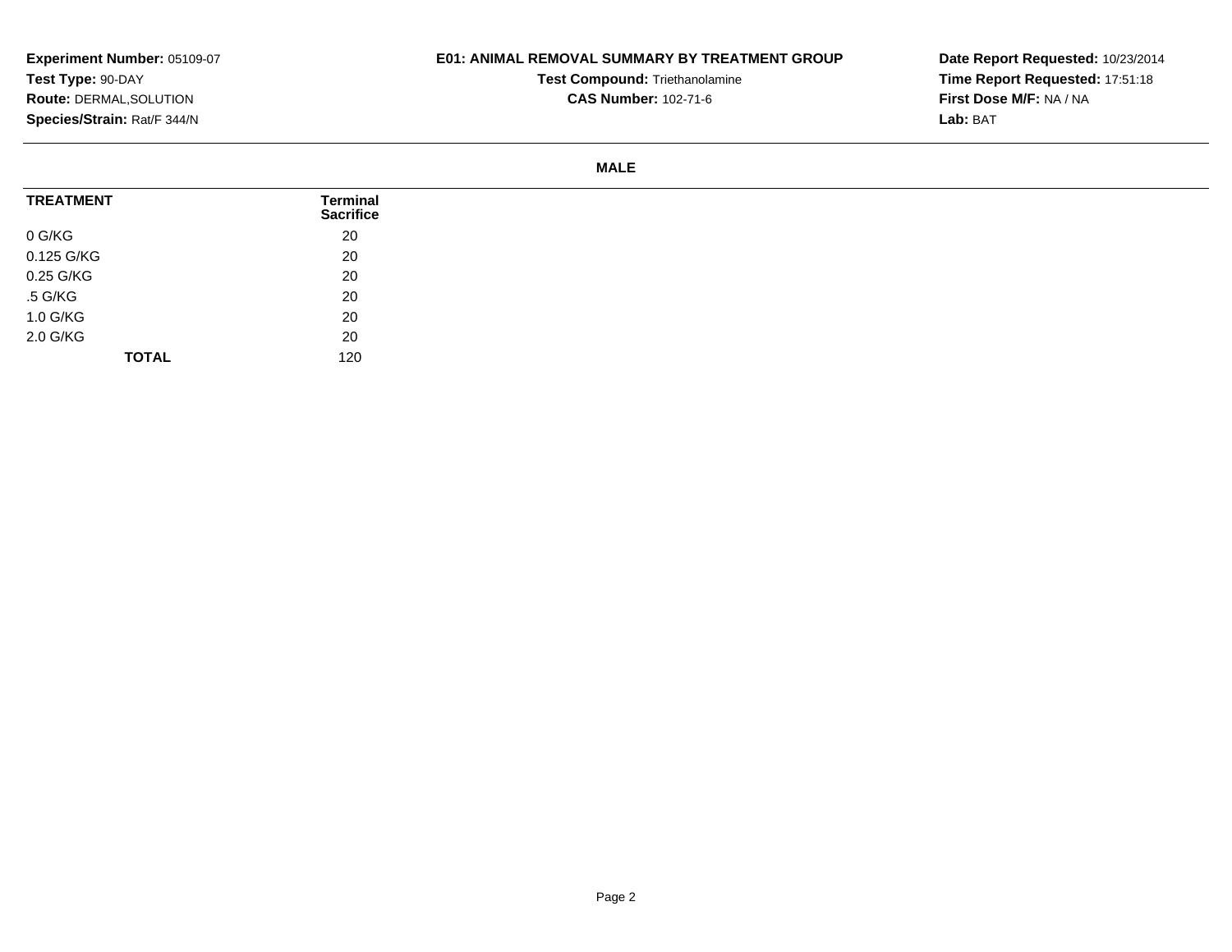**Experiment Number:** 05109-07
**Test Type:** 90-DAY
**Route:** DERMAL,SOLUTION
**Species/Strain:** Rat/F 344/N

**E01: ANIMAL REMOVAL SUMMARY BY TREATMENT GROUP**
**Test Compound:** Triethanolamine
**CAS Number:** 102-71-6

**Date Report Requested:** 10/23/2014
**Time Report Requested:** 17:51:18
**First Dose M/F:** NA / NA
**Lab:** BAT

**MALE**

| TREATMENT | Terminal Sacrifice |
|---|---|
| 0 G/KG | 20 |
| 0.125 G/KG | 20 |
| 0.25 G/KG | 20 |
| .5 G/KG | 20 |
| 1.0 G/KG | 20 |
| 2.0 G/KG | 20 |
| **TOTAL** | 120 |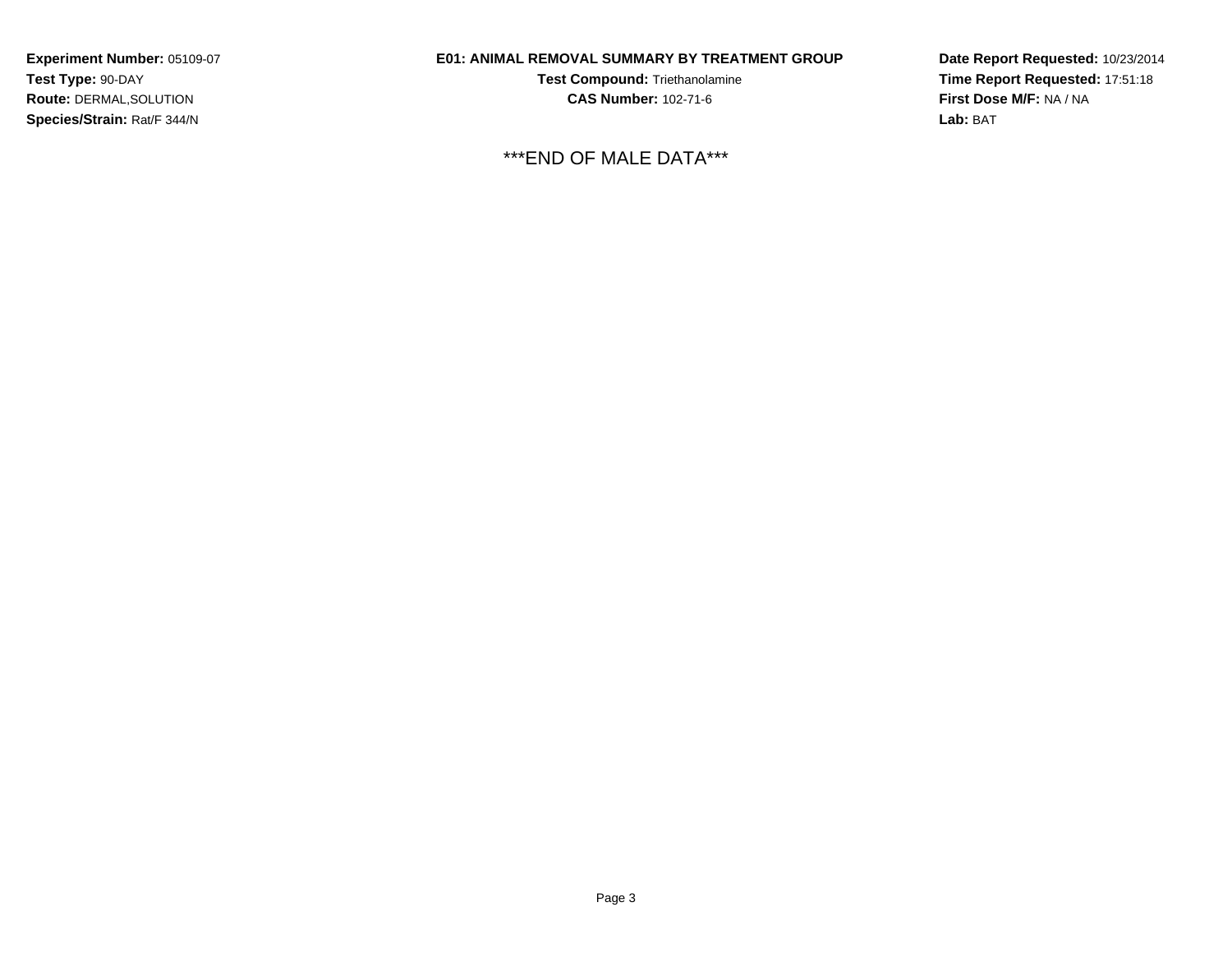**Experiment Number:** 05109-07
**Test Type:** 90-DAY
**Route:** DERMAL,SOLUTION
**Species/Strain:** Rat/F 344/N

**E01: ANIMAL REMOVAL SUMMARY BY TREATMENT GROUP**
**Test Compound:** Triethanolamine
**CAS Number:** 102-71-6

**Date Report Requested:** 10/23/2014
**Time Report Requested:** 17:51:18
**First Dose M/F:** NA / NA
**Lab:** BAT

***END OF MALE DATA***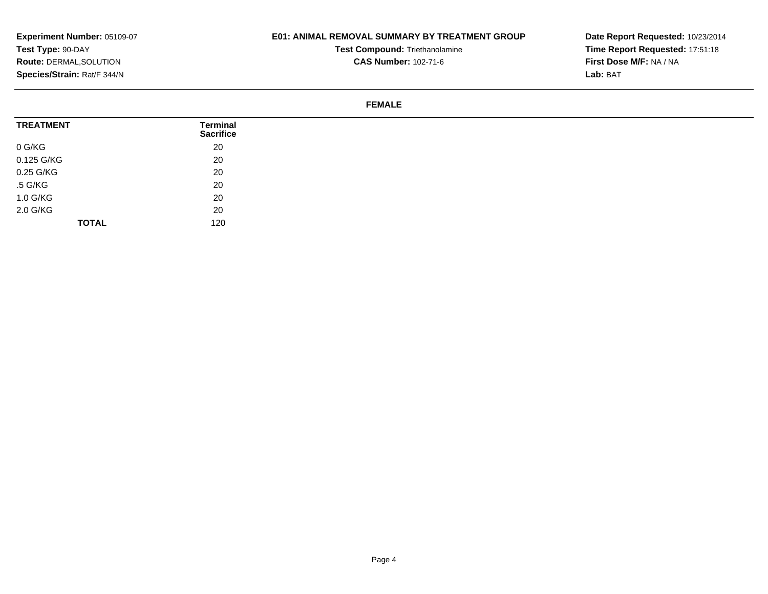**Experiment Number:** 05109-07
**Test Type:** 90-DAY
**Route:** DERMAL,SOLUTION
**Species/Strain:** Rat/F 344/N

**E01: ANIMAL REMOVAL SUMMARY BY TREATMENT GROUP**
**Test Compound:** Triethanolamine
**CAS Number:** 102-71-6

**Date Report Requested:** 10/23/2014
**Time Report Requested:** 17:51:18
**First Dose M/F:** NA / NA
**Lab:** BAT

**FEMALE**

| TREATMENT | Terminal Sacrifice |
|---|---|
| 0 G/KG | 20 |
| 0.125 G/KG | 20 |
| 0.25 G/KG | 20 |
| .5 G/KG | 20 |
| 1.0 G/KG | 20 |
| 2.0 G/KG | 20 |
| **TOTAL** | 120 |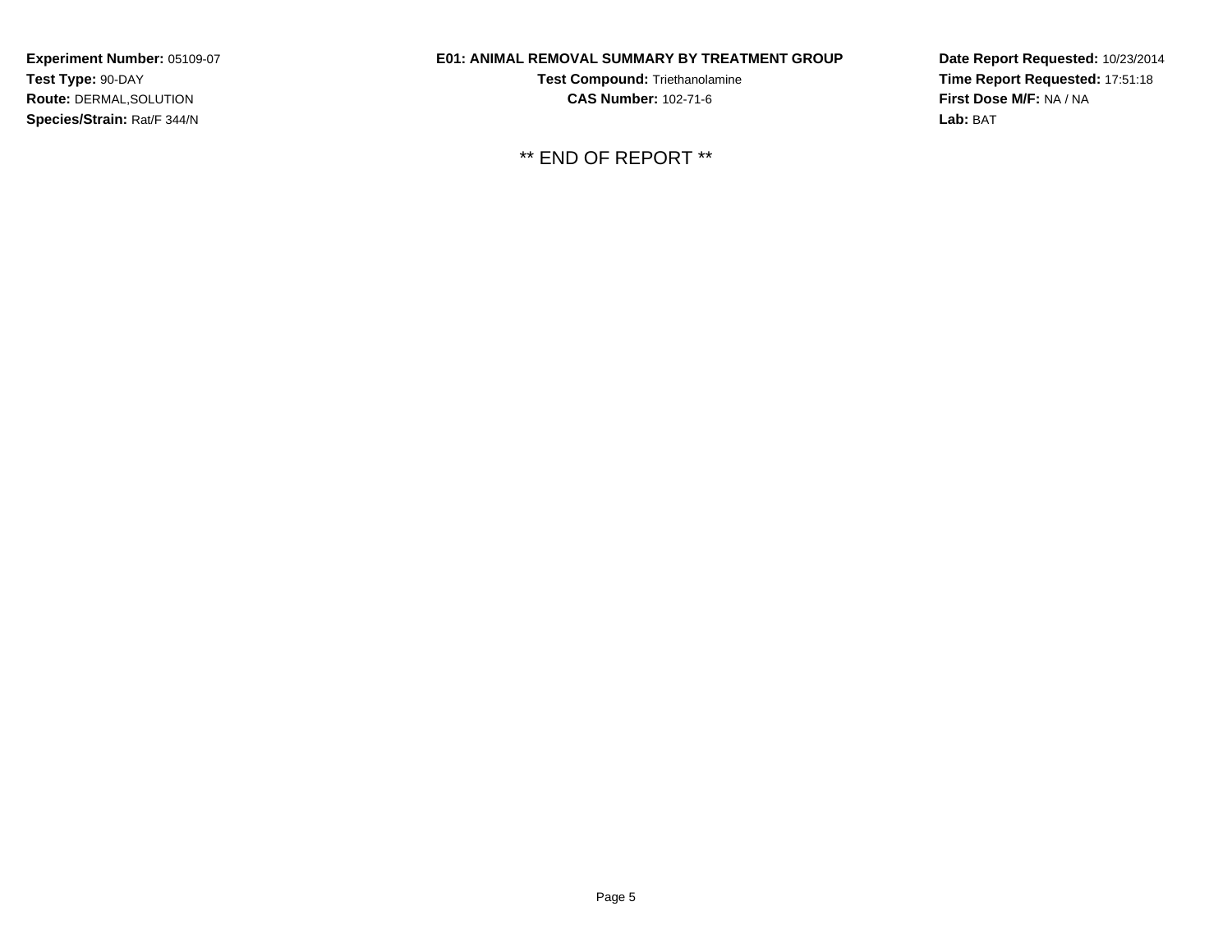**Experiment Number:** 05109-07
**Test Type:** 90-DAY
**Route:** DERMAL,SOLUTION
**Species/Strain:** Rat/F 344/N

**E01: ANIMAL REMOVAL SUMMARY BY TREATMENT GROUP**
**Test Compound:** Triethanolamine
**CAS Number:** 102-71-6

**Date Report Requested:** 10/23/2014
**Time Report Requested:** 17:51:18
**First Dose M/F:** NA / NA
**Lab:** BAT

** END OF REPORT **